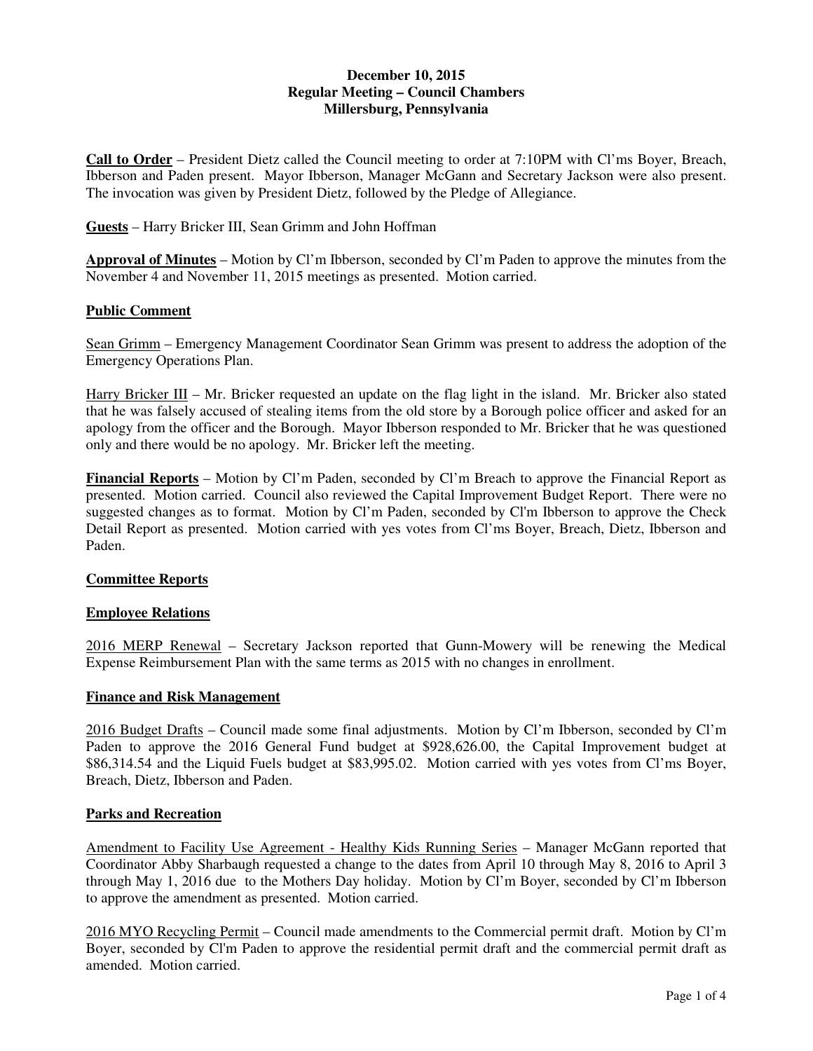**December 10, 2015**
**Regular Meeting – Council Chambers**
**Millersburg, Pennsylvania**

**Call to Order** – President Dietz called the Council meeting to order at 7:10PM with Cl'ms Boyer, Breach, Ibberson and Paden present. Mayor Ibberson, Manager McGann and Secretary Jackson were also present. The invocation was given by President Dietz, followed by the Pledge of Allegiance.

**Guests** – Harry Bricker III, Sean Grimm and John Hoffman

**Approval of Minutes** – Motion by Cl'm Ibberson, seconded by Cl'm Paden to approve the minutes from the November 4 and November 11, 2015 meetings as presented. Motion carried.

**Public Comment**

Sean Grimm – Emergency Management Coordinator Sean Grimm was present to address the adoption of the Emergency Operations Plan.

Harry Bricker III – Mr. Bricker requested an update on the flag light in the island. Mr. Bricker also stated that he was falsely accused of stealing items from the old store by a Borough police officer and asked for an apology from the officer and the Borough. Mayor Ibberson responded to Mr. Bricker that he was questioned only and there would be no apology. Mr. Bricker left the meeting.

**Financial Reports** – Motion by Cl'm Paden, seconded by Cl'm Breach to approve the Financial Report as presented. Motion carried. Council also reviewed the Capital Improvement Budget Report. There were no suggested changes as to format. Motion by Cl'm Paden, seconded by Cl'm Ibberson to approve the Check Detail Report as presented. Motion carried with yes votes from Cl'ms Boyer, Breach, Dietz, Ibberson and Paden.

**Committee Reports**

**Employee Relations**

2016 MERP Renewal – Secretary Jackson reported that Gunn-Mowery will be renewing the Medical Expense Reimbursement Plan with the same terms as 2015 with no changes in enrollment.

**Finance and Risk Management**

2016 Budget Drafts – Council made some final adjustments. Motion by Cl'm Ibberson, seconded by Cl'm Paden to approve the 2016 General Fund budget at $928,626.00, the Capital Improvement budget at $86,314.54 and the Liquid Fuels budget at $83,995.02. Motion carried with yes votes from Cl'ms Boyer, Breach, Dietz, Ibberson and Paden.

**Parks and Recreation**

Amendment to Facility Use Agreement - Healthy Kids Running Series – Manager McGann reported that Coordinator Abby Sharbaugh requested a change to the dates from April 10 through May 8, 2016 to April 3 through May 1, 2016 due to the Mothers Day holiday. Motion by Cl'm Boyer, seconded by Cl'm Ibberson to approve the amendment as presented. Motion carried.

2016 MYO Recycling Permit – Council made amendments to the Commercial permit draft. Motion by Cl'm Boyer, seconded by Cl'm Paden to approve the residential permit draft and the commercial permit draft as amended. Motion carried.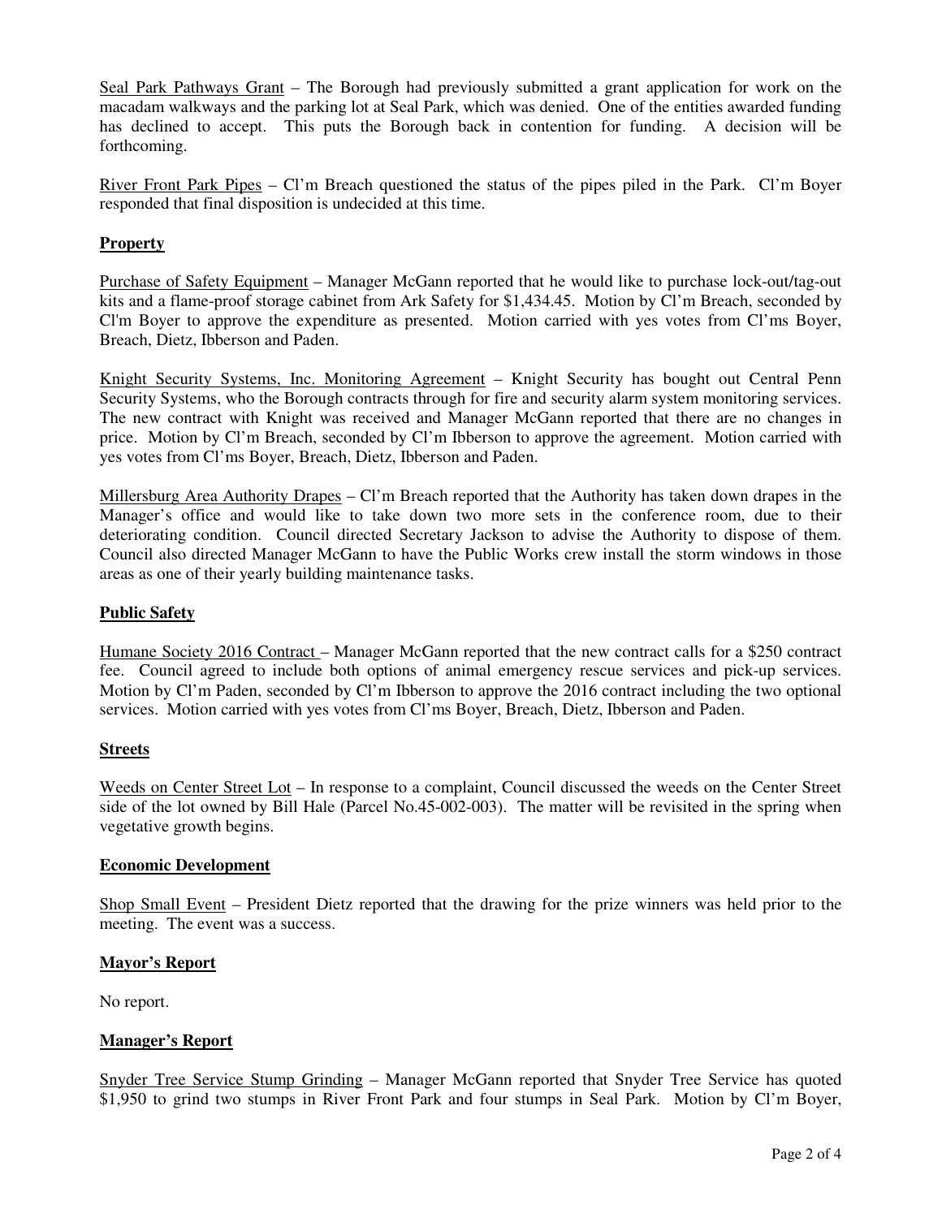Seal Park Pathways Grant – The Borough had previously submitted a grant application for work on the macadam walkways and the parking lot at Seal Park, which was denied. One of the entities awarded funding has declined to accept. This puts the Borough back in contention for funding. A decision will be forthcoming.

River Front Park Pipes – Cl'm Breach questioned the status of the pipes piled in the Park. Cl'm Boyer responded that final disposition is undecided at this time.

## Property

Purchase of Safety Equipment – Manager McGann reported that he would like to purchase lock-out/tag-out kits and a flame-proof storage cabinet from Ark Safety for $1,434.45. Motion by Cl'm Breach, seconded by Cl'm Boyer to approve the expenditure as presented. Motion carried with yes votes from Cl'ms Boyer, Breach, Dietz, Ibberson and Paden.

Knight Security Systems, Inc. Monitoring Agreement – Knight Security has bought out Central Penn Security Systems, who the Borough contracts through for fire and security alarm system monitoring services. The new contract with Knight was received and Manager McGann reported that there are no changes in price. Motion by Cl'm Breach, seconded by Cl'm Ibberson to approve the agreement. Motion carried with yes votes from Cl'ms Boyer, Breach, Dietz, Ibberson and Paden.

Millersburg Area Authority Drapes – Cl'm Breach reported that the Authority has taken down drapes in the Manager's office and would like to take down two more sets in the conference room, due to their deteriorating condition. Council directed Secretary Jackson to advise the Authority to dispose of them. Council also directed Manager McGann to have the Public Works crew install the storm windows in those areas as one of their yearly building maintenance tasks.

## Public Safety

Humane Society 2016 Contract – Manager McGann reported that the new contract calls for a $250 contract fee. Council agreed to include both options of animal emergency rescue services and pick-up services. Motion by Cl'm Paden, seconded by Cl'm Ibberson to approve the 2016 contract including the two optional services. Motion carried with yes votes from Cl'ms Boyer, Breach, Dietz, Ibberson and Paden.

## Streets

Weeds on Center Street Lot – In response to a complaint, Council discussed the weeds on the Center Street side of the lot owned by Bill Hale (Parcel No.45-002-003). The matter will be revisited in the spring when vegetative growth begins.

## Economic Development

Shop Small Event – President Dietz reported that the drawing for the prize winners was held prior to the meeting. The event was a success.

## Mayor's Report

No report.

## Manager's Report

Snyder Tree Service Stump Grinding – Manager McGann reported that Snyder Tree Service has quoted $1,950 to grind two stumps in River Front Park and four stumps in Seal Park. Motion by Cl'm Boyer,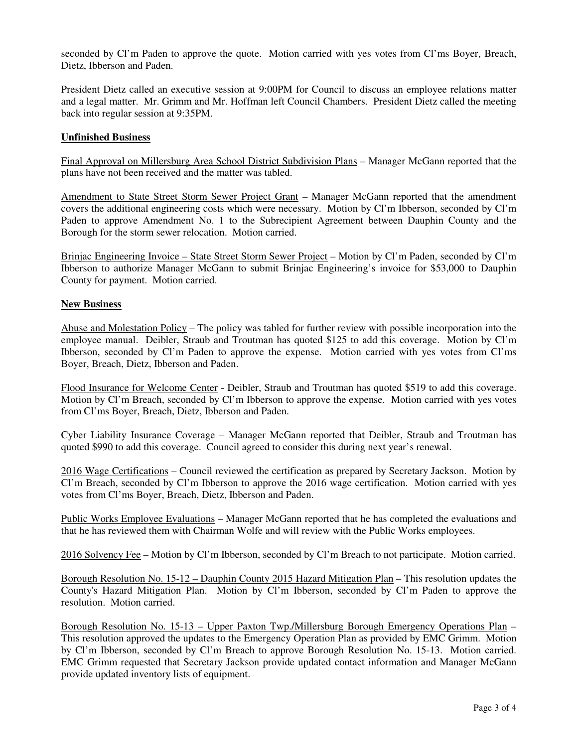seconded by Cl'm Paden to approve the quote. Motion carried with yes votes from Cl'ms Boyer, Breach, Dietz, Ibberson and Paden.

President Dietz called an executive session at 9:00PM for Council to discuss an employee relations matter and a legal matter. Mr. Grimm and Mr. Hoffman left Council Chambers. President Dietz called the meeting back into regular session at 9:35PM.

**Unfinished Business**

Final Approval on Millersburg Area School District Subdivision Plans – Manager McGann reported that the plans have not been received and the matter was tabled.

Amendment to State Street Storm Sewer Project Grant – Manager McGann reported that the amendment covers the additional engineering costs which were necessary. Motion by Cl'm Ibberson, seconded by Cl'm Paden to approve Amendment No. 1 to the Subrecipient Agreement between Dauphin County and the Borough for the storm sewer relocation. Motion carried.

Brinjac Engineering Invoice – State Street Storm Sewer Project – Motion by Cl'm Paden, seconded by Cl'm Ibberson to authorize Manager McGann to submit Brinjac Engineering's invoice for $53,000 to Dauphin County for payment. Motion carried.

**New Business**

Abuse and Molestation Policy – The policy was tabled for further review with possible incorporation into the employee manual. Deibler, Straub and Troutman has quoted $125 to add this coverage. Motion by Cl'm Ibberson, seconded by Cl'm Paden to approve the expense. Motion carried with yes votes from Cl'ms Boyer, Breach, Dietz, Ibberson and Paden.

Flood Insurance for Welcome Center - Deibler, Straub and Troutman has quoted $519 to add this coverage. Motion by Cl'm Breach, seconded by Cl'm Ibberson to approve the expense. Motion carried with yes votes from Cl'ms Boyer, Breach, Dietz, Ibberson and Paden.

Cyber Liability Insurance Coverage – Manager McGann reported that Deibler, Straub and Troutman has quoted $990 to add this coverage. Council agreed to consider this during next year's renewal.

2016 Wage Certifications – Council reviewed the certification as prepared by Secretary Jackson. Motion by Cl'm Breach, seconded by Cl'm Ibberson to approve the 2016 wage certification. Motion carried with yes votes from Cl'ms Boyer, Breach, Dietz, Ibberson and Paden.

Public Works Employee Evaluations – Manager McGann reported that he has completed the evaluations and that he has reviewed them with Chairman Wolfe and will review with the Public Works employees.

2016 Solvency Fee – Motion by Cl'm Ibberson, seconded by Cl'm Breach to not participate. Motion carried.

Borough Resolution No. 15-12 – Dauphin County 2015 Hazard Mitigation Plan – This resolution updates the County's Hazard Mitigation Plan. Motion by Cl'm Ibberson, seconded by Cl'm Paden to approve the resolution. Motion carried.

Borough Resolution No. 15-13 – Upper Paxton Twp./Millersburg Borough Emergency Operations Plan – This resolution approved the updates to the Emergency Operation Plan as provided by EMC Grimm. Motion by Cl'm Ibberson, seconded by Cl'm Breach to approve Borough Resolution No. 15-13. Motion carried. EMC Grimm requested that Secretary Jackson provide updated contact information and Manager McGann provide updated inventory lists of equipment.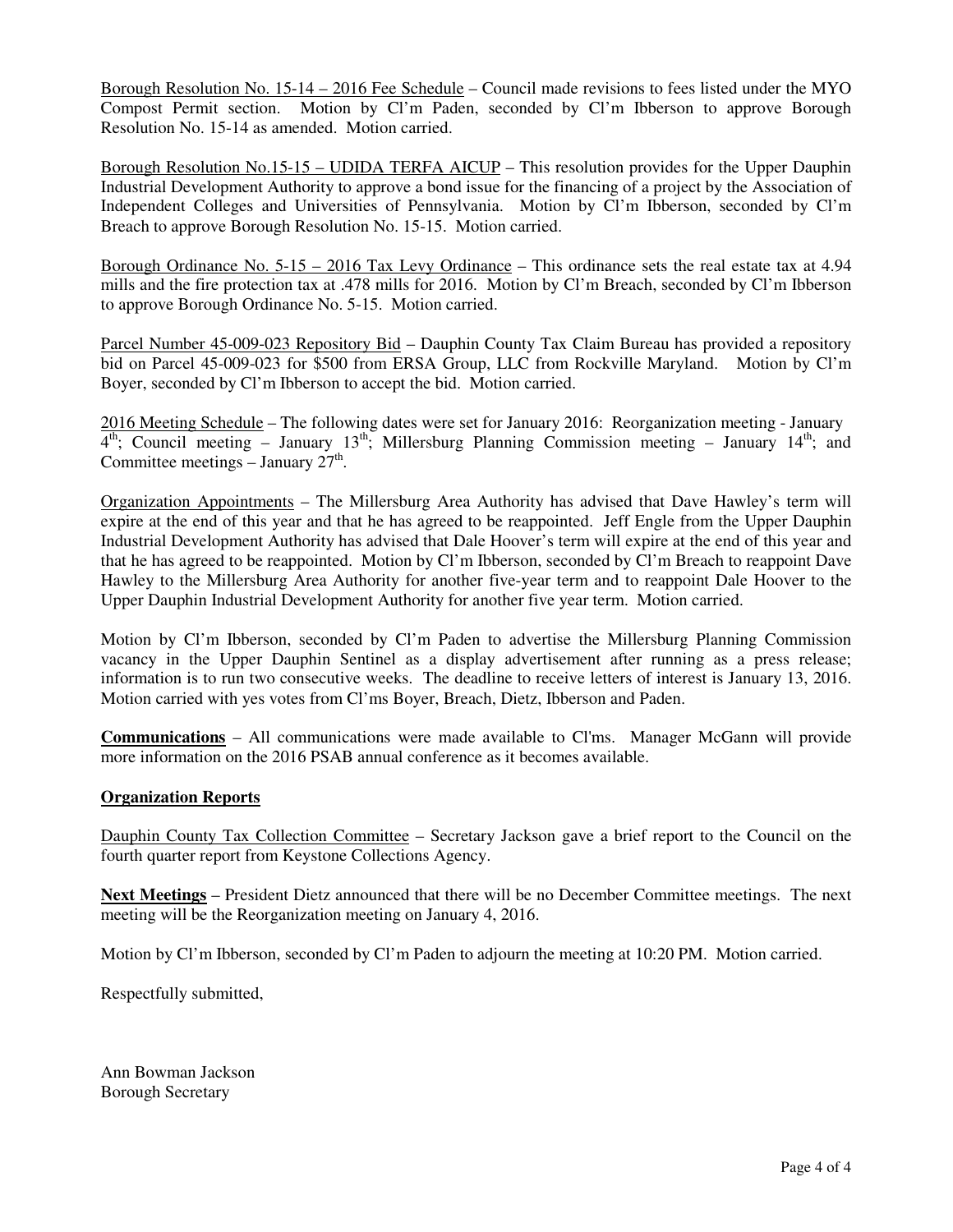Borough Resolution No. 15-14 – 2016 Fee Schedule – Council made revisions to fees listed under the MYO Compost Permit section. Motion by Cl'm Paden, seconded by Cl'm Ibberson to approve Borough Resolution No. 15-14 as amended. Motion carried.

Borough Resolution No.15-15 – UDIDA TERFA AICUP – This resolution provides for the Upper Dauphin Industrial Development Authority to approve a bond issue for the financing of a project by the Association of Independent Colleges and Universities of Pennsylvania. Motion by Cl'm Ibberson, seconded by Cl'm Breach to approve Borough Resolution No. 15-15. Motion carried.

Borough Ordinance No. 5-15 – 2016 Tax Levy Ordinance – This ordinance sets the real estate tax at 4.94 mills and the fire protection tax at .478 mills for 2016. Motion by Cl'm Breach, seconded by Cl'm Ibberson to approve Borough Ordinance No. 5-15. Motion carried.

Parcel Number 45-009-023 Repository Bid – Dauphin County Tax Claim Bureau has provided a repository bid on Parcel 45-009-023 for $500 from ERSA Group, LLC from Rockville Maryland. Motion by Cl'm Boyer, seconded by Cl'm Ibberson to accept the bid. Motion carried.

2016 Meeting Schedule – The following dates were set for January 2016: Reorganization meeting - January 4th; Council meeting – January 13th; Millersburg Planning Commission meeting – January 14th; and Committee meetings – January 27th.

Organization Appointments – The Millersburg Area Authority has advised that Dave Hawley's term will expire at the end of this year and that he has agreed to be reappointed. Jeff Engle from the Upper Dauphin Industrial Development Authority has advised that Dale Hoover's term will expire at the end of this year and that he has agreed to be reappointed. Motion by Cl'm Ibberson, seconded by Cl'm Breach to reappoint Dave Hawley to the Millersburg Area Authority for another five-year term and to reappoint Dale Hoover to the Upper Dauphin Industrial Development Authority for another five year term. Motion carried.

Motion by Cl'm Ibberson, seconded by Cl'm Paden to advertise the Millersburg Planning Commission vacancy in the Upper Dauphin Sentinel as a display advertisement after running as a press release; information is to run two consecutive weeks. The deadline to receive letters of interest is January 13, 2016. Motion carried with yes votes from Cl'ms Boyer, Breach, Dietz, Ibberson and Paden.

**Communications** – All communications were made available to Cl'ms. Manager McGann will provide more information on the 2016 PSAB annual conference as it becomes available.

**Organization Reports**

Dauphin County Tax Collection Committee – Secretary Jackson gave a brief report to the Council on the fourth quarter report from Keystone Collections Agency.

**Next Meetings** – President Dietz announced that there will be no December Committee meetings. The next meeting will be the Reorganization meeting on January 4, 2016.

Motion by Cl'm Ibberson, seconded by Cl'm Paden to adjourn the meeting at 10:20 PM. Motion carried.

Respectfully submitted,

Ann Bowman Jackson
Borough Secretary